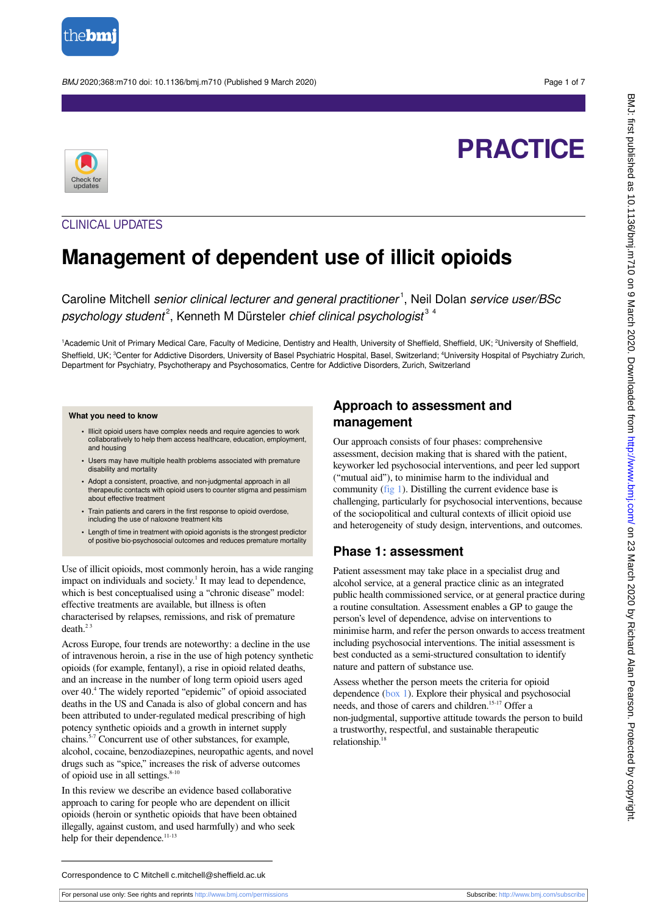PRACTICE

CLINICAL UPDATES

# Management of dependent use of illicit opioids

Caroline Mitchell *senior clinical lecturer and general practitioner*[1], Neil Dolan *service user/BSc psychology student*[2], Kenneth M Dürsteler *chief clinical psychologist*[3 4]

[1]Academic Unit of Primary Medical Care, Faculty of Medicine, Dentistry and Health, University of Sheffield, Sheffield, UK; [2]University of Sheffield, Sheffield, UK; [3]Center for Addictive Disorders, University of Basel Psychiatric Hospital, Basel, Switzerland; [4]University Hospital of Psychiatry Zurich, Department for Psychiatry, Psychotherapy and Psychosomatics, Centre for Addictive Disorders, Zurich, Switzerland

**What you need to know**

- Illicit opioid users have complex needs and require agencies to work collaboratively to help them access healthcare, education, employment, and housing
- Users may have multiple health problems associated with premature disability and mortality
- Adopt a consistent, proactive, and non-judgmental approach in all therapeutic contacts with opioid users to counter stigma and pessimism about effective treatment
- Train patients and carers in the first response to opioid overdose, including the use of naloxone treatment kits
- Length of time in treatment with opioid agonists is the strongest predictor of positive bio-psychosocial outcomes and reduces premature mortality

Use of illicit opioids, most commonly heroin, has a wide ranging impact on individuals and society.[1] It may lead to dependence, which is best conceptualised using a "chronic disease" model: effective treatments are available, but illness is often characterised by relapses, remissions, and risk of premature death.[2 3]

Across Europe, four trends are noteworthy: a decline in the use of intravenous heroin, a rise in the use of high potency synthetic opioids (for example, fentanyl), a rise in opioid related deaths, and an increase in the number of long term opioid users aged over 40.[4] The widely reported "epidemic" of opioid associated deaths in the US and Canada is also of global concern and has been attributed to under-regulated medical prescribing of high potency synthetic opioids and a growth in internet supply chains.[5-7] Concurrent use of other substances, for example, alcohol, cocaine, benzodiazepines, neuropathic agents, and novel drugs such as "spice," increases the risk of adverse outcomes of opioid use in all settings.[8-10]

In this review we describe an evidence based collaborative approach to caring for people who are dependent on illicit opioids (heroin or synthetic opioids that have been obtained illegally, against custom, and used harmfully) and who seek help for their dependence.[11-13]

## Approach to assessment and management

Our approach consists of four phases: comprehensive assessment, decision making that is shared with the patient, keyworker led psychosocial interventions, and peer led support ("mutual aid"), to minimise harm to the individual and community (fig 1). Distilling the current evidence base is challenging, particularly for psychosocial interventions, because of the sociopolitical and cultural contexts of illicit opioid use and heterogeneity of study design, interventions, and outcomes.

## Phase 1: assessment

Patient assessment may take place in a specialist drug and alcohol service, at a general practice clinic as an integrated public health commissioned service, or at general practice during a routine consultation. Assessment enables a GP to gauge the person's level of dependence, advise on interventions to minimise harm, and refer the person onwards to access treatment including psychosocial interventions. The initial assessment is best conducted as a semi-structured consultation to identify nature and pattern of substance use.

Assess whether the person meets the criteria for opioid dependence (box 1). Explore their physical and psychosocial needs, and those of carers and children.[15-17] Offer a non-judgmental, supportive attitude towards the person to build a trustworthy, respectful, and sustainable therapeutic relationship.[18]

Correspondence to C Mitchell c.mitchell@sheffield.ac.uk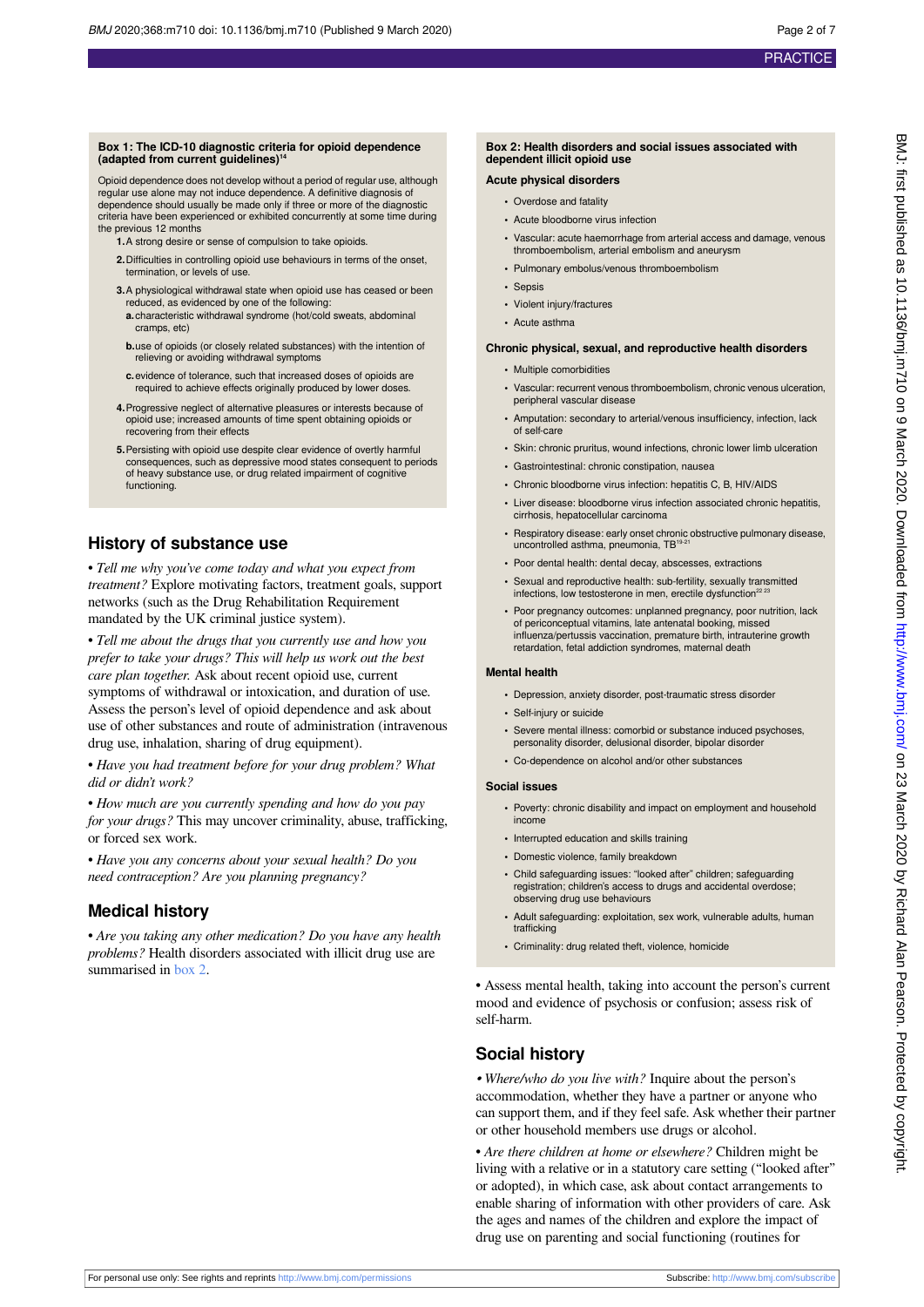**Box 1: The ICD-10 diagnostic criteria for opioid dependence (adapted from current guidelines)[14]**

Opioid dependence does not develop without a period of regular use, although regular use alone may not induce dependence. A definitive diagnosis of dependence should usually be made only if three or more of the diagnostic criteria have been experienced or exhibited concurrently at some time during the previous 12 months

1. A strong desire or sense of compulsion to take opioids.
2. Difficulties in controlling opioid use behaviours in terms of the onset, termination, or levels of use.
3. A physiological withdrawal state when opioid use has ceased or been reduced, as evidenced by one of the following:
   a. characteristic withdrawal syndrome (hot/cold sweats, abdominal cramps, etc)
   b. use of opioids (or closely related substances) with the intention of relieving or avoiding withdrawal symptoms
   c. evidence of tolerance, such that increased doses of opioids are required to achieve effects originally produced by lower doses.
4. Progressive neglect of alternative pleasures or interests because of opioid use; increased amounts of time spent obtaining opioids or recovering from their effects
5. Persisting with opioid use despite clear evidence of overtly harmful consequences, such as depressive mood states consequent to periods of heavy substance use, or drug related impairment of cognitive functioning.

## History of substance use

• *Tell me why you've come today and what you expect from treatment?* Explore motivating factors, treatment goals, support networks (such as the Drug Rehabilitation Requirement mandated by the UK criminal justice system).

• *Tell me about the drugs that you currently use and how you prefer to take your drugs? This will help us work out the best care plan together.* Ask about recent opioid use, current symptoms of withdrawal or intoxication, and duration of use. Assess the person's level of opioid dependence and ask about use of other substances and route of administration (intravenous drug use, inhalation, sharing of drug equipment).

• *Have you had treatment before for your drug problem? What did or didn't work?*

• *How much are you currently spending and how do you pay for your drugs?* This may uncover criminality, abuse, trafficking, or forced sex work.

• *Have you any concerns about your sexual health? Do you need contraception? Are you planning pregnancy?*

## Medical history

• *Are you taking any other medication? Do you have any health problems?* Health disorders associated with illicit drug use are summarised in box 2.

**Box 2: Health disorders and social issues associated with dependent illicit opioid use**

**Acute physical disorders**

- Overdose and fatality
- Acute bloodborne virus infection
- Vascular: acute haemorrhage from arterial access and damage, venous thromboembolism, arterial embolism and aneurysm
- Pulmonary embolus/venous thromboembolism
- Sepsis
- Violent injury/fractures
- Acute asthma

**Chronic physical, sexual, and reproductive health disorders**

- Multiple comorbidities
- Vascular: recurrent venous thromboembolism, chronic venous ulceration, peripheral vascular disease
- Amputation: secondary to arterial/venous insufficiency, infection, lack of self-care
- Skin: chronic pruritus, wound infections, chronic lower limb ulceration
- Gastrointestinal: chronic constipation, nausea
- Chronic bloodborne virus infection: hepatitis C, B, HIV/AIDS
- Liver disease: bloodborne virus infection associated chronic hepatitis, cirrhosis, hepatocellular carcinoma
- Respiratory disease: early onset chronic obstructive pulmonary disease, uncontrolled asthma, pneumonia, TB[19-21]
- Poor dental health: dental decay, abscesses, extractions
- Sexual and reproductive health: sub-fertility, sexually transmitted infections, low testosterone in men, erectile dysfunction[22,23]
- Poor pregnancy outcomes: unplanned pregnancy, poor nutrition, lack of periconceptual vitamins, late antenatal booking, missed influenza/pertussis vaccination, premature birth, intrauterine growth retardation, fetal addiction syndromes, maternal death

**Mental health**

- Depression, anxiety disorder, post-traumatic stress disorder
- Self-injury or suicide
- Severe mental illness: comorbid or substance induced psychoses, personality disorder, delusional disorder, bipolar disorder
- Co-dependence on alcohol and/or other substances

**Social issues**

- Poverty: chronic disability and impact on employment and household income
- Interrupted education and skills training
- Domestic violence, family breakdown
- Child safeguarding issues: "looked after" children; safeguarding registration; children's access to drugs and accidental overdose; observing drug use behaviours
- Adult safeguarding: exploitation, sex work, vulnerable adults, human trafficking
- Criminality: drug related theft, violence, homicide

• Assess mental health, taking into account the person's current mood and evidence of psychosis or confusion; assess risk of self-harm.

## Social history

• *Where/who do you live with?* Inquire about the person's accommodation, whether they have a partner or anyone who can support them, and if they feel safe. Ask whether their partner or other household members use drugs or alcohol.

• *Are there children at home or elsewhere?* Children might be living with a relative or in a statutory care setting ("looked after" or adopted), in which case, ask about contact arrangements to enable sharing of information with other providers of care. Ask the ages and names of the children and explore the impact of drug use on parenting and social functioning (routines for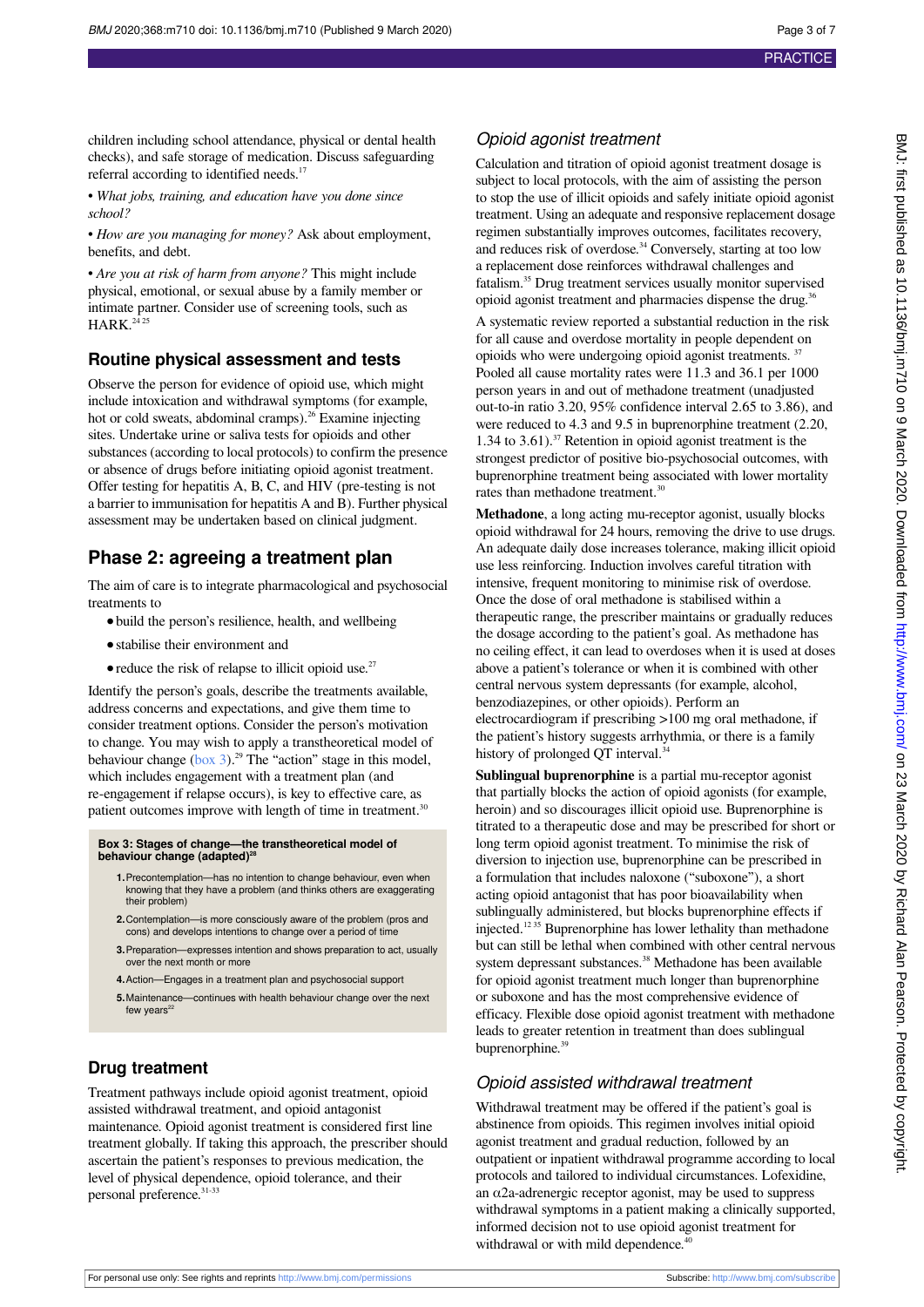children including school attendance, physical or dental health checks), and safe storage of medication. Discuss safeguarding referral according to identified needs.[17]

• *What jobs, training, and education have you done since school?*

• *How are you managing for money?* Ask about employment, benefits, and debt.

• *Are you at risk of harm from anyone?* This might include physical, emotional, or sexual abuse by a family member or intimate partner. Consider use of screening tools, such as HARK.[24 25]

### Routine physical assessment and tests

Observe the person for evidence of opioid use, which might include intoxication and withdrawal symptoms (for example, hot or cold sweats, abdominal cramps).[26] Examine injecting sites. Undertake urine or saliva tests for opioids and other substances (according to local protocols) to confirm the presence or absence of drugs before initiating opioid agonist treatment. Offer testing for hepatitis A, B, C, and HIV (pre-testing is not a barrier to immunisation for hepatitis A and B). Further physical assessment may be undertaken based on clinical judgment.

## Phase 2: agreeing a treatment plan

The aim of care is to integrate pharmacological and psychosocial treatments to

- build the person's resilience, health, and wellbeing
- stabilise their environment and
- reduce the risk of relapse to illicit opioid use.[27]

Identify the person's goals, describe the treatments available, address concerns and expectations, and give them time to consider treatment options. Consider the person's motivation to change. You may wish to apply a transtheoretical model of behaviour change (box 3).[29] The "action" stage in this model, which includes engagement with a treatment plan (and re-engagement if relapse occurs), is key to effective care, as patient outcomes improve with length of time in treatment.[30]

**Box 3: Stages of change—the transtheoretical model of behaviour change (adapted)[28]**

1. Precontemplation—has no intention to change behaviour, even when knowing that they have a problem (and thinks others are exaggerating their problem)
2. Contemplation—is more consciously aware of the problem (pros and cons) and develops intentions to change over a period of time
3. Preparation—expresses intention and shows preparation to act, usually over the next month or more
4. Action—Engages in a treatment plan and psychosocial support
5. Maintenance—continues with health behaviour change over the next few years[22]

### Drug treatment

Treatment pathways include opioid agonist treatment, opioid assisted withdrawal treatment, and opioid antagonist maintenance. Opioid agonist treatment is considered first line treatment globally. If taking this approach, the prescriber should ascertain the patient's responses to previous medication, the level of physical dependence, opioid tolerance, and their personal preference.[31-33]

#### *Opioid agonist treatment*

Calculation and titration of opioid agonist treatment dosage is subject to local protocols, with the aim of assisting the person to stop the use of illicit opioids and safely initiate opioid agonist treatment. Using an adequate and responsive replacement dosage regimen substantially improves outcomes, facilitates recovery, and reduces risk of overdose.[34] Conversely, starting at too low a replacement dose reinforces withdrawal challenges and fatalism.[35] Drug treatment services usually monitor supervised opioid agonist treatment and pharmacies dispense the drug.[36]

A systematic review reported a substantial reduction in the risk for all cause and overdose mortality in people dependent on opioids who were undergoing opioid agonist treatments.[37] Pooled all cause mortality rates were 11.3 and 36.1 per 1000 person years in and out of methadone treatment (unadjusted out-to-in ratio 3.20, 95% confidence interval 2.65 to 3.86), and were reduced to 4.3 and 9.5 in buprenorphine treatment (2.20, 1.34 to 3.61).[37] Retention in opioid agonist treatment is the strongest predictor of positive bio-psychosocial outcomes, with buprenorphine treatment being associated with lower mortality rates than methadone treatment.[30]

**Methadone**, a long acting mu-receptor agonist, usually blocks opioid withdrawal for 24 hours, removing the drive to use drugs. An adequate daily dose increases tolerance, making illicit opioid use less reinforcing. Induction involves careful titration with intensive, frequent monitoring to minimise risk of overdose. Once the dose of oral methadone is stabilised within a therapeutic range, the prescriber maintains or gradually reduces the dosage according to the patient's goal. As methadone has no ceiling effect, it can lead to overdoses when it is used at doses above a patient's tolerance or when it is combined with other central nervous system depressants (for example, alcohol, benzodiazepines, or other opioids). Perform an electrocardiogram if prescribing >100 mg oral methadone, if the patient's history suggests arrhythmia, or there is a family history of prolonged QT interval.[34]

**Sublingual buprenorphine** is a partial mu-receptor agonist that partially blocks the action of opioid agonists (for example, heroin) and so discourages illicit opioid use. Buprenorphine is titrated to a therapeutic dose and may be prescribed for short or long term opioid agonist treatment. To minimise the risk of diversion to injection use, buprenorphine can be prescribed in a formulation that includes naloxone ("suboxone"), a short acting opioid antagonist that has poor bioavailability when sublingually administered, but blocks buprenorphine effects if injected.[12 35] Buprenorphine has lower lethality than methadone but can still be lethal when combined with other central nervous system depressant substances.[38] Methadone has been available for opioid agonist treatment much longer than buprenorphine or suboxone and has the most comprehensive evidence of efficacy. Flexible dose opioid agonist treatment with methadone leads to greater retention in treatment than does sublingual buprenorphine.[39]

#### *Opioid assisted withdrawal treatment*

Withdrawal treatment may be offered if the patient's goal is abstinence from opioids. This regimen involves initial opioid agonist treatment and gradual reduction, followed by an outpatient or inpatient withdrawal programme according to local protocols and tailored to individual circumstances. Lofexidine, an α2a-adrenergic receptor agonist, may be used to suppress withdrawal symptoms in a patient making a clinically supported, informed decision not to use opioid agonist treatment for withdrawal or with mild dependence.[40]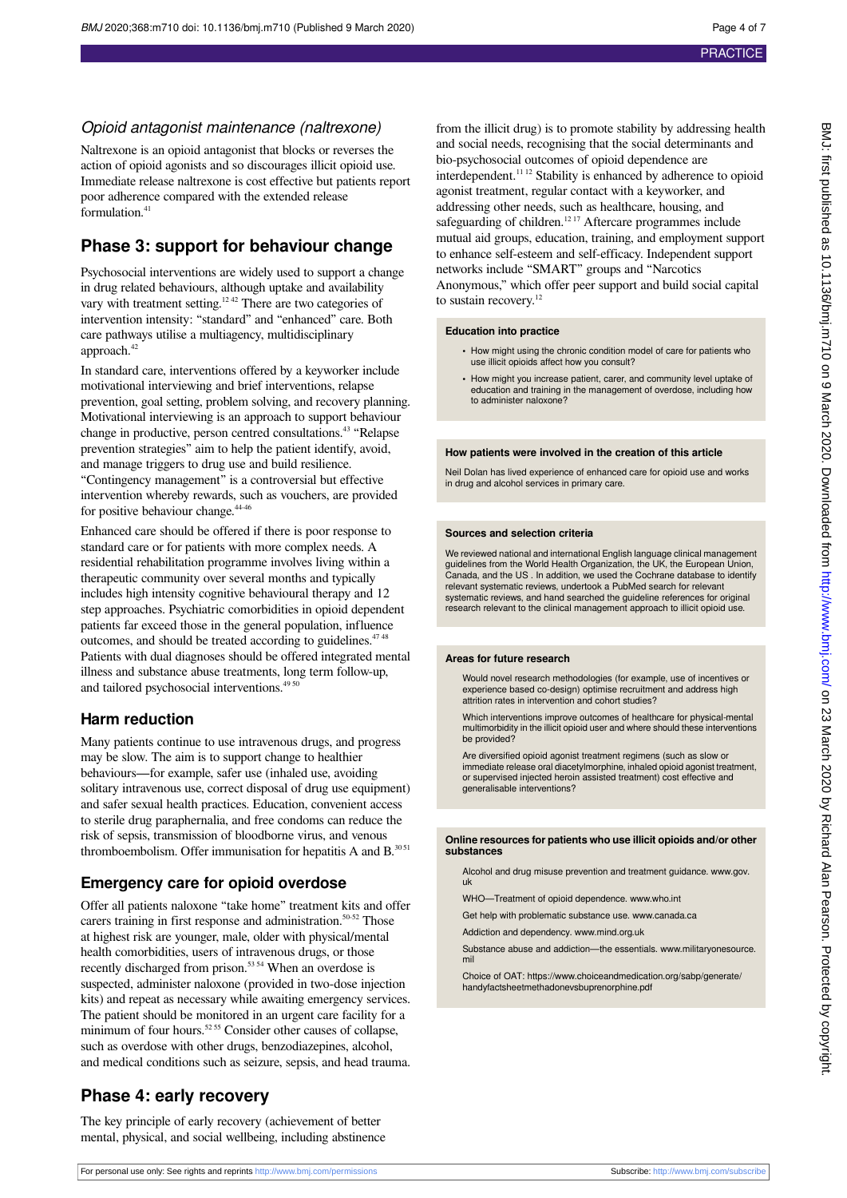### Opioid antagonist maintenance (naltrexone)

Naltrexone is an opioid antagonist that blocks or reverses the action of opioid agonists and so discourages illicit opioid use. Immediate release naltrexone is cost effective but patients report poor adherence compared with the extended release formulation.[41]

## Phase 3: support for behaviour change

Psychosocial interventions are widely used to support a change in drug related behaviours, although uptake and availability vary with treatment setting.[12,42] There are two categories of intervention intensity: "standard" and "enhanced" care. Both care pathways utilise a multiagency, multidisciplinary approach.[42]

In standard care, interventions offered by a keyworker include motivational interviewing and brief interventions, relapse prevention, goal setting, problem solving, and recovery planning. Motivational interviewing is an approach to support behaviour change in productive, person centred consultations.[43] "Relapse prevention strategies" aim to help the patient identify, avoid, and manage triggers to drug use and build resilience. "Contingency management" is a controversial but effective intervention whereby rewards, such as vouchers, are provided for positive behaviour change.[44-46]

Enhanced care should be offered if there is poor response to standard care or for patients with more complex needs. A residential rehabilitation programme involves living within a therapeutic community over several months and typically includes high intensity cognitive behavioural therapy and 12 step approaches. Psychiatric comorbidities in opioid dependent patients far exceed those in the general population, influence outcomes, and should be treated according to guidelines.[47,48] Patients with dual diagnoses should be offered integrated mental illness and substance abuse treatments, long term follow-up, and tailored psychosocial interventions.[49,50]

### Harm reduction

Many patients continue to use intravenous drugs, and progress may be slow. The aim is to support change to healthier behaviours—for example, safer use (inhaled use, avoiding solitary intravenous use, correct disposal of drug use equipment) and safer sexual health practices. Education, convenient access to sterile drug paraphernalia, and free condoms can reduce the risk of sepsis, transmission of bloodborne virus, and venous thromboembolism. Offer immunisation for hepatitis A and B.[30,51]

### Emergency care for opioid overdose

Offer all patients naloxone "take home" treatment kits and offer carers training in first response and administration.[50-52] Those at highest risk are younger, male, older with physical/mental health comorbidities, users of intravenous drugs, or those recently discharged from prison.[53,54] When an overdose is suspected, administer naloxone (provided in two-dose injection kits) and repeat as necessary while awaiting emergency services. The patient should be monitored in an urgent care facility for a minimum of four hours.[52,55] Consider other causes of collapse, such as overdose with other drugs, benzodiazepines, alcohol, and medical conditions such as seizure, sepsis, and head trauma.

## Phase 4: early recovery

The key principle of early recovery (achievement of better mental, physical, and social wellbeing, including abstinence from the illicit drug) is to promote stability by addressing health and social needs, recognising that the social determinants and bio-psychosocial outcomes of opioid dependence are interdependent.[11,12] Stability is enhanced by adherence to opioid agonist treatment, regular contact with a keyworker, and addressing other needs, such as healthcare, housing, and safeguarding of children.[12,17] Aftercare programmes include mutual aid groups, education, training, and employment support to enhance self-esteem and self-efficacy. Independent support networks include "SMART" groups and "Narcotics Anonymous," which offer peer support and build social capital to sustain recovery.[12]

**Education into practice**

- How might using the chronic condition model of care for patients who use illicit opioids affect how you consult?
- How might you increase patient, carer, and community level uptake of education and training in the management of overdose, including how to administer naloxone?

**How patients were involved in the creation of this article**

Neil Dolan has lived experience of enhanced care for opioid use and works in drug and alcohol services in primary care.

**Sources and selection criteria**

We reviewed national and international English language clinical management guidelines from the World Health Organization, the UK, the European Union, Canada, and the US . In addition, we used the Cochrane database to identify relevant systematic reviews, undertook a PubMed search for relevant systematic reviews, and hand searched the guideline references for original research relevant to the clinical management approach to illicit opioid use.

**Areas for future research**

Would novel research methodologies (for example, use of incentives or experience based co-design) optimise recruitment and address high attrition rates in intervention and cohort studies?

Which interventions improve outcomes of healthcare for physical-mental multimorbidity in the illicit opioid user and where should these interventions be provided?

Are diversified opioid agonist treatment regimens (such as slow or immediate release oral diacetylmorphine, inhaled opioid agonist treatment, or supervised injected heroin assisted treatment) cost effective and generalisable interventions?

**Online resources for patients who use illicit opioids and/or other substances**

Alcohol and drug misuse prevention and treatment guidance. www.gov.uk

WHO—Treatment of opioid dependence. www.who.int

Get help with problematic substance use. www.canada.ca

Addiction and dependency. www.mind.org.uk

Substance abuse and addiction—the essentials. www.militaryonesource.mil

Choice of OAT: https://www.choiceandmedication.org/sabp/generate/handyfactsheetmethadonevsbuprenorphine.pdf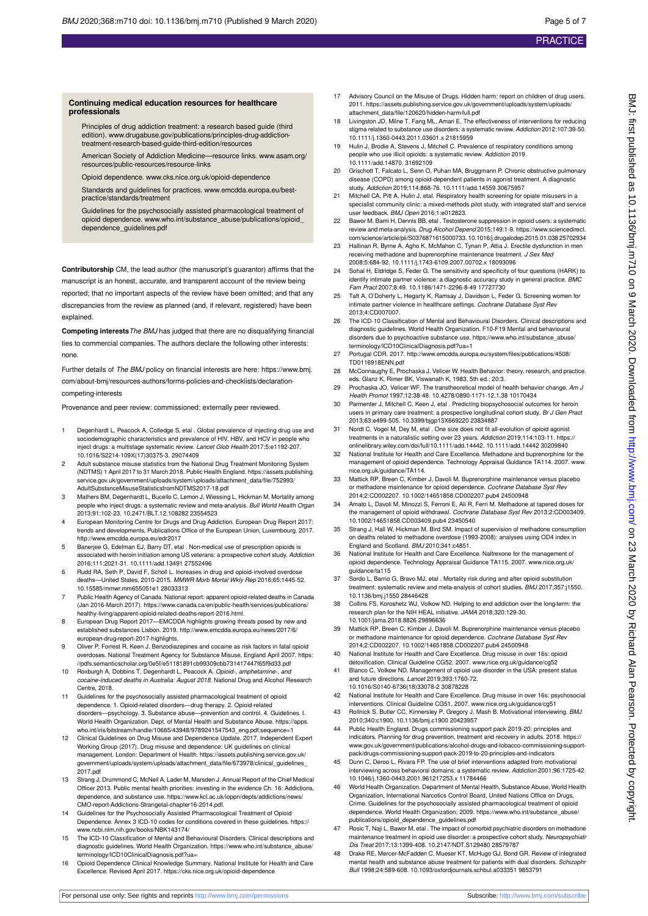### Continuing medical education resources for healthcare professionals

Principles of drug addiction treatment: a research based guide (third edition). www.drugabuse.gov/publications/principles-drug-addiction-treatment-research-based-guide-third-edition/resources

American Society of Addiction Medicine—resource links. www.asam.org/resources/public-resources/resource-links

Opioid dependence. www.cks.nice.org.uk/opioid-dependence

Standards and guidelines for practices. www.emcdda.europa.eu/best-practice/standards/treatment

Guidelines for the psychosocially assisted pharmacological treatment of opioid dependence. www.who.int/substance_abuse/publications/opioid_dependence_guidelines.pdf

**Contributorship** CM, the lead author (the manuscript's guarantor) affirms that the manuscript is an honest, accurate, and transparent account of the review being reported; that no important aspects of the review have been omitted; and that any discrepancies from the review as planned (and, if relevant, registered) have been explained.

**Competing interests** *The BMJ* has judged that there are no disqualifying financial ties to commercial companies. The authors declare the following other interests: none.

Further details of *The BMJ* policy on financial interests are here: https://www.bmj.com/about-bmj/resources-authors/forms-policies-and-checklists/declaration-competing-interests

Provenance and peer review: commissioned; externally peer reviewed.

1. Degenhardt L, Peacock A, Colledge S, etal . Global prevalence of injecting drug use and sociodemographic characteristics and prevalence of HIV, HBV, and HCV in people who inject drugs: a multistage systematic review. *Lancet Glob Health* 2017;5:e1192-207. 10.1016/S2214-109X(17)30375-3. 29074409
2. Adult substance misuse statistics from the National Drug Treatment Monitoring System (NDTMS) 1 April 2017 to 31 March 2018. Public Health England. https://assets.publishing.service.gov.uk/government/uploads/system/uploads/attachment_data/file/752993/AdultSubstanceMisuseStatisticsfromNDTMS2017-18.pdf
3. Mathers BM, Degenhardt L, Bucello C, Lemon J, Wiessing L, Hickman M. Mortality among people who inject drugs: a systematic review and meta-analysis. *Bull World Health Organ* 2013;91:102-23. 10.2471/BLT.12.108282 23554523
4. European Monitoring Centre for Drugs and Drug Addiction. European Drug Report 2017: trends and developments, Publications Office of the European Union, Luxembourg. 2017. http://www.emcdda.europa.eu/edr2017
5. Banerjee G, Edelman EJ, Barry DT, etal . Non-medical use of prescription opioids is associated with heroin initiation among US veterans: a prospective cohort study. *Addiction* 2016;111:2021-31. 10.1111/add.13491 27552496
6. Rudd RA, Seth P, David F, Scholl L. Increases in drug and opioid-involved overdose deaths—United States, 2010-2015. *MMWR Morb Mortal Wkly Rep* 2016;65:1445-52. 10.15585/mmwr.mm655051e1 28033313
7. Public Health Agency of Canada. National report: apparent opioid-related deaths in Canada (Jan 2016-March 2017). https://www.canada.ca/en/public-health/services/publications/healthy-living/apparent-opioid-related-deaths-report-2016.html.
8. European Drug Report 2017—EMCDDA highlights growing threats posed by new and established substances Lisbon. 2019. http://www.emcdda.europa.eu/news/2017/6/european-drug-report-2017-highlights.
9. Oliver P, Forrest R, Keen J. Benzodiazepines and cocaine as risk factors in fatal opioid overdoses. National Treatment Agency for Substance Misuse, England April 2007. https://pdfs.semanticscholar.org/0e5f/e51181891cb99309cbb731417447f65f9d33.pdf
10. Roxburgh A, Dobbins T, Degenhardt L, Peacock A. *Opioid-, amphetamine-, and cocaine-induced deaths in Australia: August 2018*. National Drug and Alcohol Research Centre, 2018.
11. Guidelines for the psychosocially assisted pharmacological treatment of opioid dependence. 1. Opioid-related disorders—drug therapy. 2. Opioid-related disorders—psychology. 3. Substance abuse—prevention and control. 4. Guidelines. I. World Health Organization. Dept. of Mental Health and Substance Abuse. https://apps.who.int/iris/bitstream/handle/10665/43948/9789241547543_eng.pdf;sequence=1
12. Clinical Guidelines on Drug Misuse and Dependence Update. 2017. Independent Expert Working Group (2017). Drug misuse and dependence: UK guidelines on clinical management. London: Department of Health. https://assets.publishing.service.gov.uk/government/uploads/system/uploads/attachment_data/file/673978/clinical_guidelines_2017.pdf
13. Strang J, Drummond C, McNeil A, Lader M, Marsden J. Annual Report of the Chief Medical Officer 2013. Public mental health priorities: investing in the evidence Ch. 16: Addictions, dependence, and substance use. https://www.kcl.ac.uk/ioppn/depts/addictions/news/CMO-report-Addictions-Strangetal-chapter16-2014.pdf.
14. Guidelines for the Psychosocially Assisted Pharmacological Treatment of Opioid Dependence. Annex 3 ICD-10 codes for conditions covered in these guidelines. https://www.ncbi.nlm.nih.gov/books/NBK143174/
15. The ICD-10 Classification of Mental and Behavioural Disorders. Clinical descriptions and diagnostic guidelines. World Health Organization. https://www.who.int/substance_abuse/terminology/ICD10ClinicalDiagnosis.pdf?ua=
16. Opioid Dependence Clinical Knowledge Summary, National Institute for Health and Care Excellence. Revised April 2017. https://cks.nice.org.uk/opioid-dependence
17. Advisory Council on the Misuse of Drugs. Hidden harm: report on children of drug users. 2011. https://assets.publishing.service.gov.uk/government/uploads/system/uploads/attachment_data/file/120620/hidden-harm-full.pdf
18. Livingston JD, Milne T, Fang ML, Amari E. The effectiveness of interventions for reducing stigma related to substance use disorders: a systematic review. *Addiction* 2012;107:39-50. 10.1111/j.1360-0443.2011.03601.x 21815959
19. Hulin J, Brodie A, Stevens J, Mitchell C. Prevalence of respiratory conditions among people who use illicit opioids: a systematic review. *Addiction* 2019. 10.1111/add.14870. 31692109
20. Grischott T, Falcato L, Senn O, Puhan MA, Bruggmann P. Chronic obstructive pulmonary disease (COPD) among opioid-dependent patients in agonist treatment. A diagnostic study. *Addiction* 2019;114:868-76. 10.1111/add.14559 30675957
21. Mitchell CA, Pitt A, Hulin J, etal. Respiratory health screening for opiate misusers in a specialist community clinic: a mixed-methods pilot study, with integrated staff and service user feedback. *BMJ Open* 2016;1:e012823.
22. Bawor M, Bami H, Dennis BB, etal . Testosterone suppression in opioid users: a systematic review and meta-analysis. *Drug Alcohol Depend* 2015;149:1-9. https://www.sciencedirect.com/science/article/pii/S0376871615000733. 10.1016/j.drugalcdep.2015.01.038 25702934
23. Hallinan R, Byrne A, Agho K, McMahon C, Tynan P, Attia J. Erectile dysfunction in men receiving methadone and buprenorphine maintenance treatment. *J Sex Med* 2008;5:684-92. 10.1111/j.1743-6109.2007.00702.x 18093096
24. Sohal H, Eldridge S, Feder G. The sensitivity and specificity of four questions (HARK) to identify intimate partner violence: a diagnostic accuracy study in general practice. *BMC Fam Pract* 2007;8:49. 10.1186/1471-2296-8-49 17727730
25. Taft A, O'Doherty L, Hegarty K, Ramsay J, Davidson L, Feder G. Screening women for intimate partner violence in healthcare settings. *Cochrane Database Syst Rev* 2013;4:CD007007.
26. The ICD-10 Classification of Mental and Behavioural Disorders. Clinical descriptions and diagnostic guidelines. World Health Organization. F10-F19 Mental and behavioural disorders due to psychoactive substance use. https://www.who.int/substance_abuse/terminology/ICD10ClinicalDiagnosis.pdf?ua=1
27. Portugal CDR. 2017. http://www.emcdda.europa.eu/system/files/publications/4508/TD0116918ENN.pdf
28. McConnaughy E, Prochaska J, Velicer W. Health Behavior: theory, research, and practice. eds. Glanz K, Rimer BK, Viswanath K, 1983, 5th ed.; 20:3.
29. Prochaska JO, Velicer WF. The transtheoretical model of health behavior change. *Am J Health Promot* 1997;12:38-48. 10.4278/0890-1171-12.1.38 10170434
30. Parmenter J, Mitchell C, Keen J, etal . Predicting biopsychosocial outcomes for heroin users in primary care treatment: a prospective longitudinal cohort study. *Br J Gen Pract* 2013;63:e499-505. 10.3399/bjgp13X669220 23834887
31. Nordt C, Vogel M, Dey M, etal . One size does not fit all-evolution of opioid agonist treatments in a naturalistic setting over 23 years. *Addiction* 2019;114:103-11. https://onlinelibrary.wiley.com/doi/full/10.1111/add.14442. 10.1111/add.14442 30209840
32. National Institute for Health and Care Excellence. Methadone and buprenorphine for the management of opioid dependence. Technology Appraisal Guidance TA114. 2007. www.nice.org.uk/guidance/TA114.
33. Mattick RP, Breen C, Kimber J, Davoli M. Buprenorphine maintenance versus placebo or methadone maintenance for opioid dependence. *Cochrane Database Syst Rev* 2014;2:CD002207. 10.1002/14651858.CD002207.pub4 24500948
34. Amato L, Davoli M, Minozzi S, Ferroni E, Ali R, Ferri M. Methadone at tapered doses for the management of opioid withdrawal. *Cochrane Database Syst Rev* 2013;2:CD003409. 10.1002/14651858.CD003409.pub4 23450540
35. Strang J, Hall W, Hickman M, Bird SM. Impact of supervision of methadone consumption on deaths related to methadone overdose (1993-2008): analyses using OD4 index in England and Scotland. *BMJ* 2010;341:c4851.
36. National Institute for Health and Care Excellence. Naltrexone for the management of opioid dependence. Technology Appraisal Guidance TA115. 2007. www.nice.org.uk/guidance/ta115
37. Sordo L, Barrio G, Bravo MJ, etal . Mortality risk during and after opioid substitution treatment: systematic review and meta-analysis of cohort studies. *BMJ* 2017;357:j1550. 10.1136/bmj.j1550 28446428
38. Collins FS, Koroshetz WJ, Volkow ND. Helping to end addiction over the long-term: the research plan for the NIH HEAL initiative. *JAMA* 2018;320:129-30. 10.1001/jama.2018.8826 29896636
39. Mattick RP, Breen C, Kimber J, Davoli M. Buprenorphine maintenance versus placebo or methadone maintenance for opioid dependence. *Cochrane Database Syst Rev* 2014;2:CD002207. 10.1002/14651858.CD002207.pub4 24500948
40. National Institute for Health and Care Excellence. Drug misuse in over 16s: opioid detoxification. Clinical Guideline CG52. 2007. www.nice.org.uk/guidance/cg52
41. Blanco C, Volkow ND. Management of opioid use disorder in the USA: present status and future directions. *Lancet* 2019;393:1760-72. 10.1016/S0140-6736(18)33078-2 30878228
42. National Institute for Health and Care Excellence. Drug misuse in over 16s: psychosocial interventions. Clinical Guideline CG51. 2007. www.nice.org.uk/guidance/cg51
43. Rollnick S, Butler CC, Kinnersley P, Gregory J, Mash B. Motivational interviewing. *BMJ* 2010;340:c1900. 10.1136/bmj.c1900 20423957
44. Public Health England. Drugs commissioning support pack 2019-20: principles and indicators. Planning for drug prevention, treatment and recovery in adults. 2018. https://www.gov.uk/government/publications/alcohol-drugs-and-tobacco-commissioning-support-pack/drugs-commissioning-support-pack-2019-to-20-principles-and-indicators
45. Dunn C, Deroo L, Rivara FP. The use of brief interventions adapted from motivational interviewing across behavioral domains: a systematic review. *Addiction* 2001;96:1725-42. 10.1046/j.1360-0443.2001.961217253.x 11784466
46. World Health Organization. Department of Mental Health, Substance Abuse, World Health Organization, International Narcotics Control Board, United Nations Office on Drugs, Crime. Guidelines for the psychosocially assisted pharmacological treatment of opioid dependence. World Health Organization; 2009. https://www.who.int/substance_abuse/publications/opioid_dependence_guidelines.pdf
47. Rosic T, Naji L, Bawor M, etal . The impact of comorbid psychiatric disorders on methadone maintenance treatment in opioid use disorder: a prospective cohort study. *Neuropsychiatr Dis Treat* 2017;13:1399-408. 10.2147/NDT.S129480 28579787
48. Drake RE, Mercer-McFadden C, Mueser KT, McHugo GJ, Bond GR. Review of integrated mental health and substance abuse treatment for patients with dual disorders. *Schizophr Bull* 1998;24:589-608. 10.1093/oxfordjournals.schbul.a033351 9853791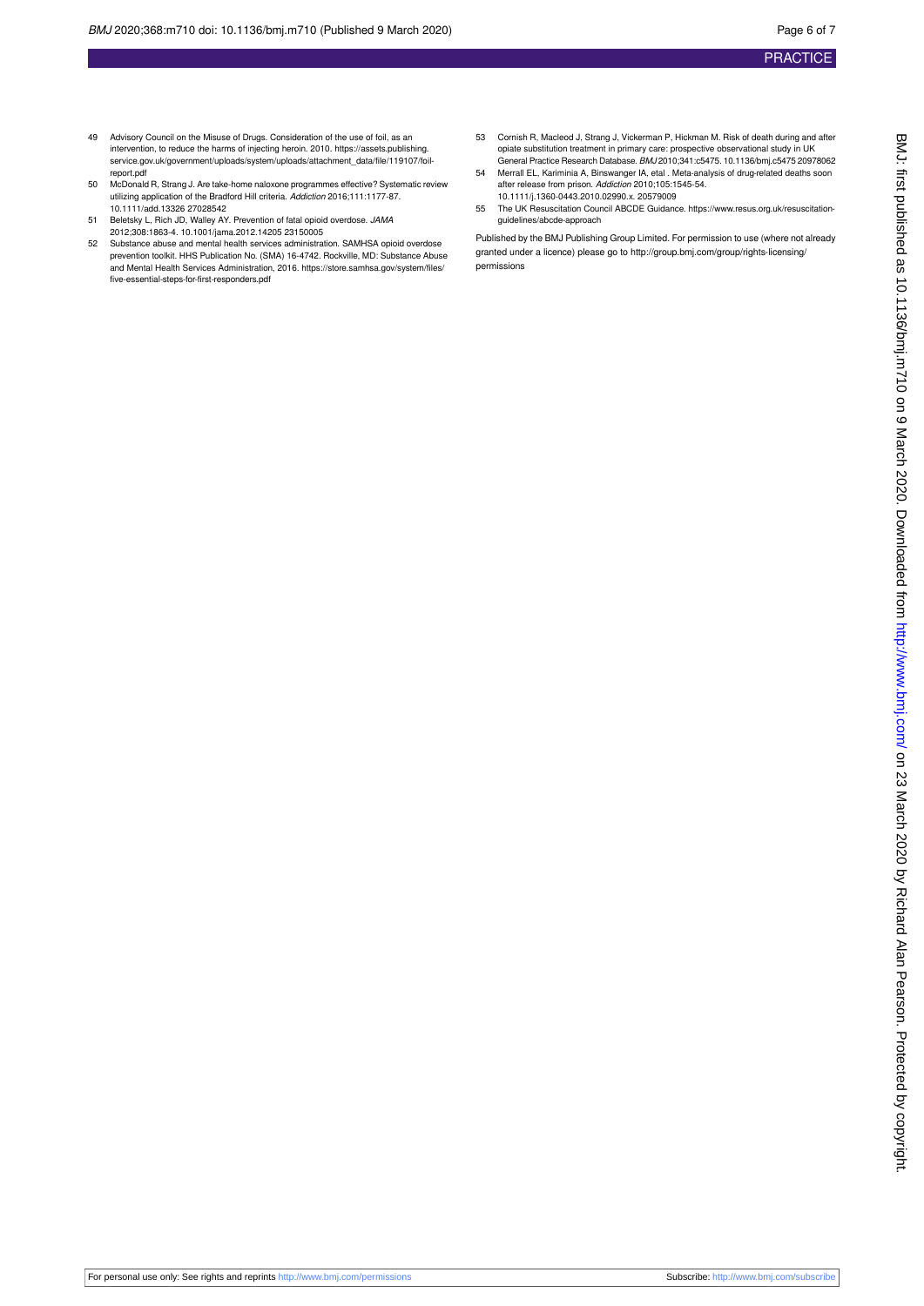49 Advisory Council on the Misuse of Drugs. Consideration of the use of foil, as an intervention, to reduce the harms of injecting heroin. 2010. https://assets.publishing.service.gov.uk/government/uploads/system/uploads/attachment_data/file/119107/foil-report.pdf

50 McDonald R, Strang J. Are take-home naloxone programmes effective? Systematic review utilizing application of the Bradford Hill criteria. *Addiction* 2016;111:1177-87. 10.1111/add.13326 27028542

51 Beletsky L, Rich JD, Walley AY. Prevention of fatal opioid overdose. *JAMA* 2012;308:1863-4. 10.1001/jama.2012.14205 23150005

52 Substance abuse and mental health services administration. SAMHSA opioid overdose prevention toolkit. HHS Publication No. (SMA) 16-4742. Rockville, MD: Substance Abuse and Mental Health Services Administration, 2016. https://store.samhsa.gov/system/files/five-essential-steps-for-first-responders.pdf

53 Cornish R, Macleod J, Strang J, Vickerman P, Hickman M. Risk of death during and after opiate substitution treatment in primary care: prospective observational study in UK General Practice Research Database. *BMJ* 2010;341:c5475. 10.1136/bmj.c5475 20978062

54 Merrall EL, Kariminia A, Binswanger IA, etal . Meta-analysis of drug-related deaths soon after release from prison. *Addiction* 2010;105:1545-54. 10.1111/j.1360-0443.2010.02990.x. 20579009

55 The UK Resuscitation Council ABCDE Guidance. https://www.resus.org.uk/resuscitation-guidelines/abcde-approach

Published by the BMJ Publishing Group Limited. For permission to use (where not already granted under a licence) please go to http://group.bmj.com/group/rights-licensing/permissions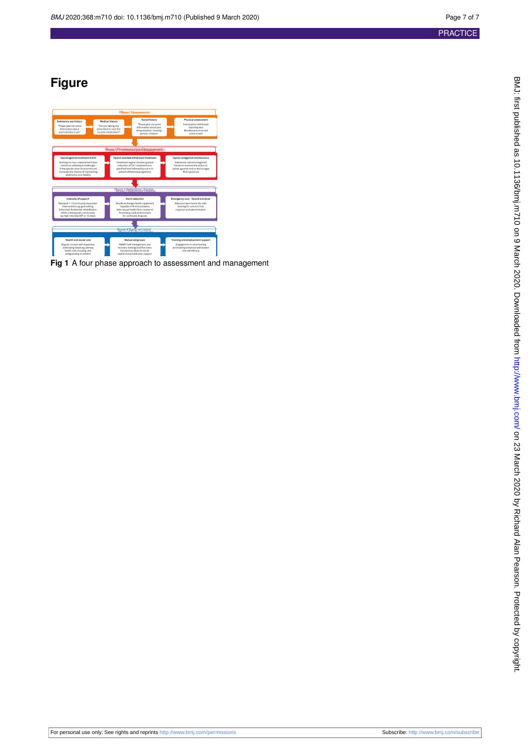# Figure

Phase 1 Assessment

Substance use history
"Please give me some information about your substance use"

Medical history
"Are you taking any prescribed or over the counter medication?"

Social history
"Please give me some information about your living situation, housing, partner, children"

Physical assessment
Intoxication/withdrawal
Injecting sites
Bloodborne virus test
Urine screen

Phase 2 Treatment plan (Engagement)

Opioid agonist treatment (OAT)
Starting low (on a replacement dose reinforces withdrawal challenges. A therapeutic dose (local protocols) increases the chance of maintaining abstinence and stability

Opioid assisted withdrawal treatment
Treatment regime involves gradual reduction of OAT treatment to a specified level followed by out or in patient withdrawal programme

Opioid antagonist maintenance
Naltrexone (opioid antagonist) blocks or reverses the action of opioid agonists and so discourages illicit opioid use

Phase 3 Behaviour change

Intensity of support
Standard: 1:1 Community keyworker
Interventions eg, goal setting
Enhanced: Residential rehabilitation within a therapeutic community eg, high intensity CBT or 12 steps

Harm reduction
Needle exchange/sterile equipment
Hepatitis A+B immunisation
Safer sexual health (free condoms)
Promoting a safe environment for continued drug use

Emergency care - Opioid overdose
Naloxone take-home kits with training for carers in first response and administration

Phase 4 Early recovery

Health and social care
Regular contact with keyworker addressing needs eg, primary health care, housing, and safeguarding of children

Mutual aid groups
SMART (self management and recovery training) and Narcotics Anonymous allow for social capital and provide peer support

Training and employment support
Engagement in volunteering and training enhances self esteem and self efficacy

**Fig 1** A four phase approach to assessment and management